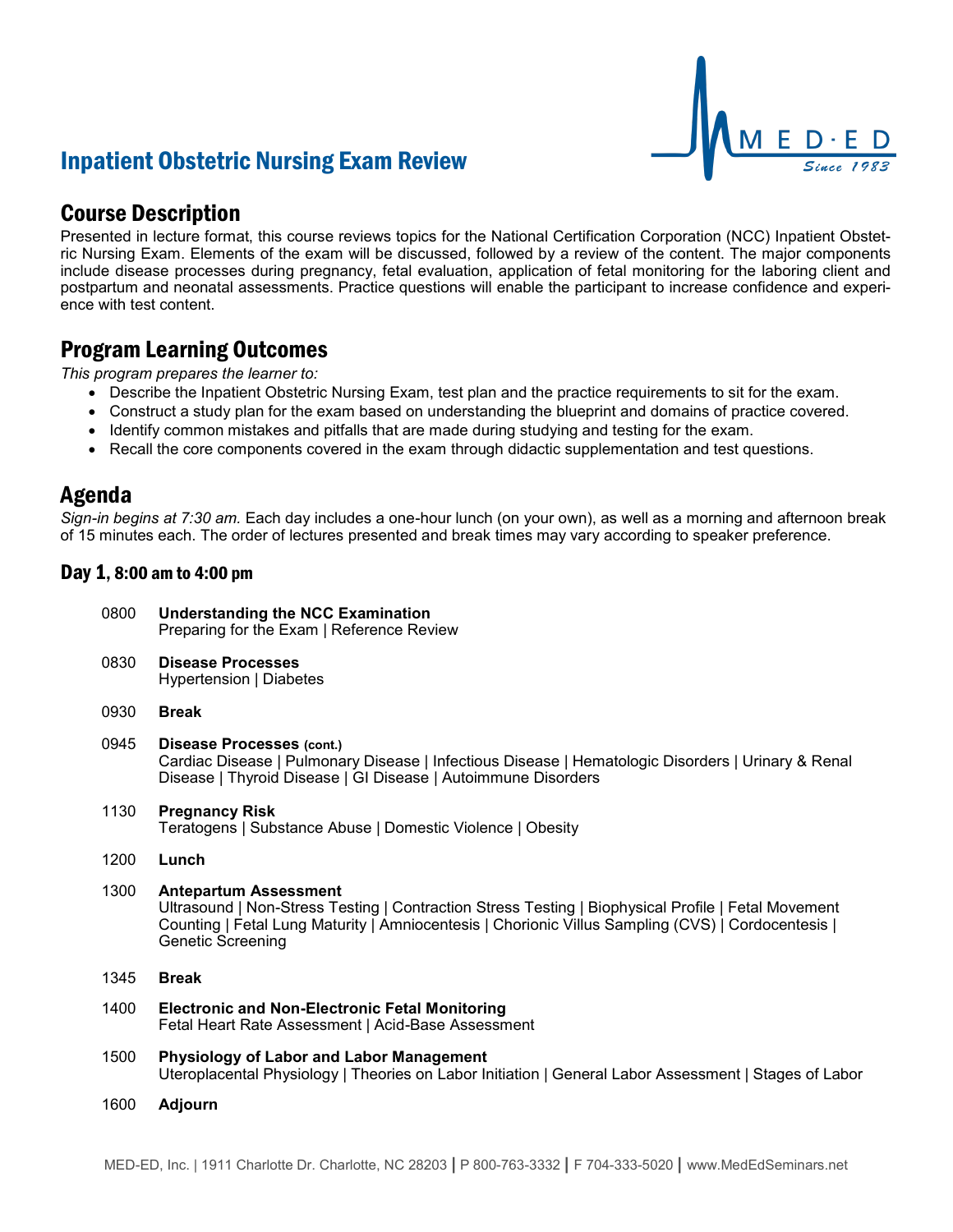# Inpatient Obstetric Nursing Exam Review

MED·ED Since 1983

## Course Description

Presented in lecture format, this course reviews topics for the National Certification Corporation (NCC) Inpatient Obstetric Nursing Exam. Elements of the exam will be discussed, followed by a review of the content. The major components include disease processes during pregnancy, fetal evaluation, application of fetal monitoring for the laboring client and postpartum and neonatal assessments. Practice questions will enable the participant to increase confidence and experience with test content.

## Program Learning Outcomes

*This program prepares the learner to:*

- Describe the Inpatient Obstetric Nursing Exam, test plan and the practice requirements to sit for the exam.
- Construct a study plan for the exam based on understanding the blueprint and domains of practice covered.
- Identify common mistakes and pitfalls that are made during studying and testing for the exam.
- Recall the core components covered in the exam through didactic supplementation and test questions.

## Agenda

*Sign-in begins at 7:30 am.* Each day includes a one-hour lunch (on your own), as well as a morning and afternoon break of 15 minutes each. The order of lectures presented and break times may vary according to speaker preference.

### Day 1, 8:00 am to 4:00 pm

0800 **Understanding the NCC Examination**
Preparing for the Exam | Reference Review

0830 **Disease Processes**
Hypertension | Diabetes

0930 **Break**

0945 **Disease Processes (cont.)**
Cardiac Disease | Pulmonary Disease | Infectious Disease | Hematologic Disorders | Urinary & Renal Disease | Thyroid Disease | GI Disease | Autoimmune Disorders

1130 **Pregnancy Risk**
Teratogens | Substance Abuse | Domestic Violence | Obesity

1200 **Lunch**

1300 **Antepartum Assessment**
Ultrasound | Non-Stress Testing | Contraction Stress Testing | Biophysical Profile | Fetal Movement Counting | Fetal Lung Maturity | Amniocentesis | Chorionic Villus Sampling (CVS) | Cordocentesis | Genetic Screening

1345 **Break**

1400 **Electronic and Non-Electronic Fetal Monitoring**
Fetal Heart Rate Assessment | Acid-Base Assessment

1500 **Physiology of Labor and Labor Management**
Uteroplacental Physiology | Theories on Labor Initiation | General Labor Assessment | Stages of Labor

1600 **Adjourn**

MED-ED, Inc. | 1911 Charlotte Dr. Charlotte, NC 28203 | P 800-763-3332 | F 704-333-5020 | www.MedEdSeminars.net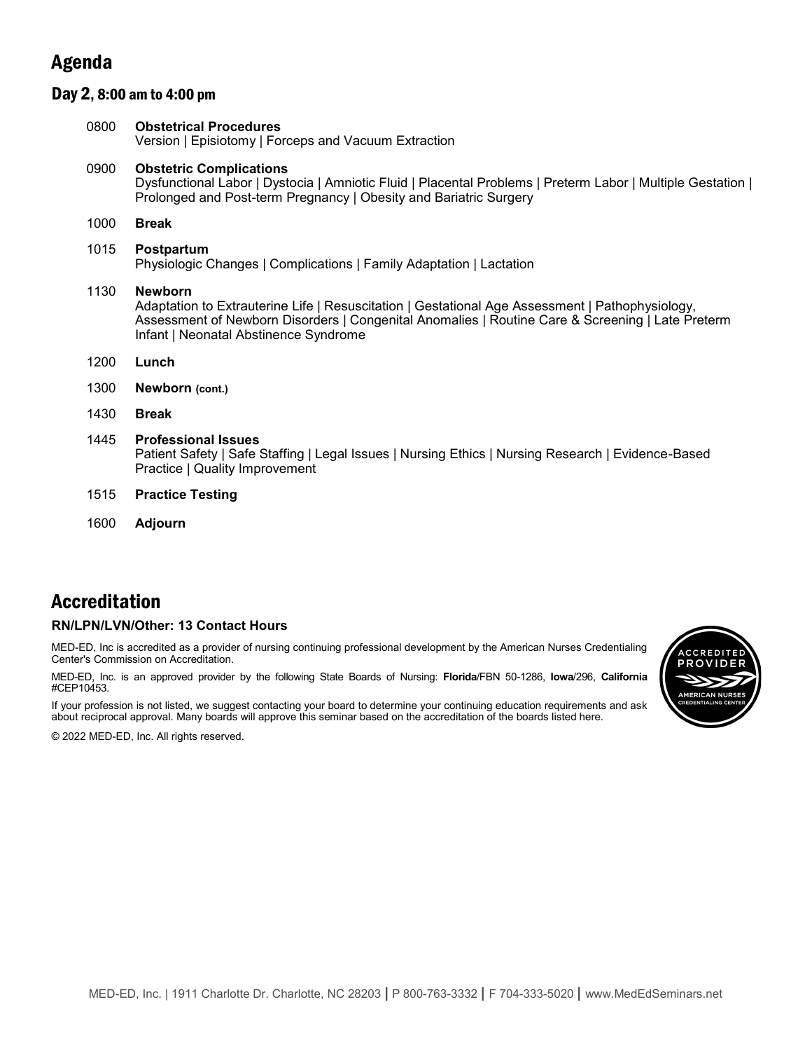# Agenda

## Day 2, 8:00 am to 4:00 pm

0800 **Obstetrical Procedures**
Version | Episiotomy | Forceps and Vacuum Extraction

0900 **Obstetric Complications**
Dysfunctional Labor | Dystocia | Amniotic Fluid | Placental Problems | Preterm Labor | Multiple Gestation | Prolonged and Post-term Pregnancy | Obesity and Bariatric Surgery

1000 **Break**

1015 **Postpartum**
Physiologic Changes | Complications | Family Adaptation | Lactation

1130 **Newborn**
Adaptation to Extrauterine Life | Resuscitation | Gestational Age Assessment | Pathophysiology, Assessment of Newborn Disorders | Congenital Anomalies | Routine Care & Screening | Late Preterm Infant | Neonatal Abstinence Syndrome

1200 **Lunch**

1300 **Newborn (cont.)**

1430 **Break**

1445 **Professional Issues**
Patient Safety | Safe Staffing | Legal Issues | Nursing Ethics | Nursing Research | Evidence-Based Practice | Quality Improvement

1515 **Practice Testing**

1600 **Adjourn**

# Accreditation

**RN/LPN/LVN/Other: 13 Contact Hours**

MED-ED, Inc is accredited as a provider of nursing continuing professional development by the American Nurses Credentialing Center's Commission on Accreditation.

MED-ED, Inc. is an approved provider by the following State Boards of Nursing: **Florida**/FBN 50-1286, **Iowa**/296, **California** #CEP10453.

If your profession is not listed, we suggest contacting your board to determine your continuing education requirements and ask about reciprocal approval. Many boards will approve this seminar based on the accreditation of the boards listed here.

© 2022 MED-ED, Inc. All rights reserved.

MED-ED, Inc. | 1911 Charlotte Dr. Charlotte, NC 28203 | P 800-763-3332 | F 704-333-5020 | www.MedEdSeminars.net